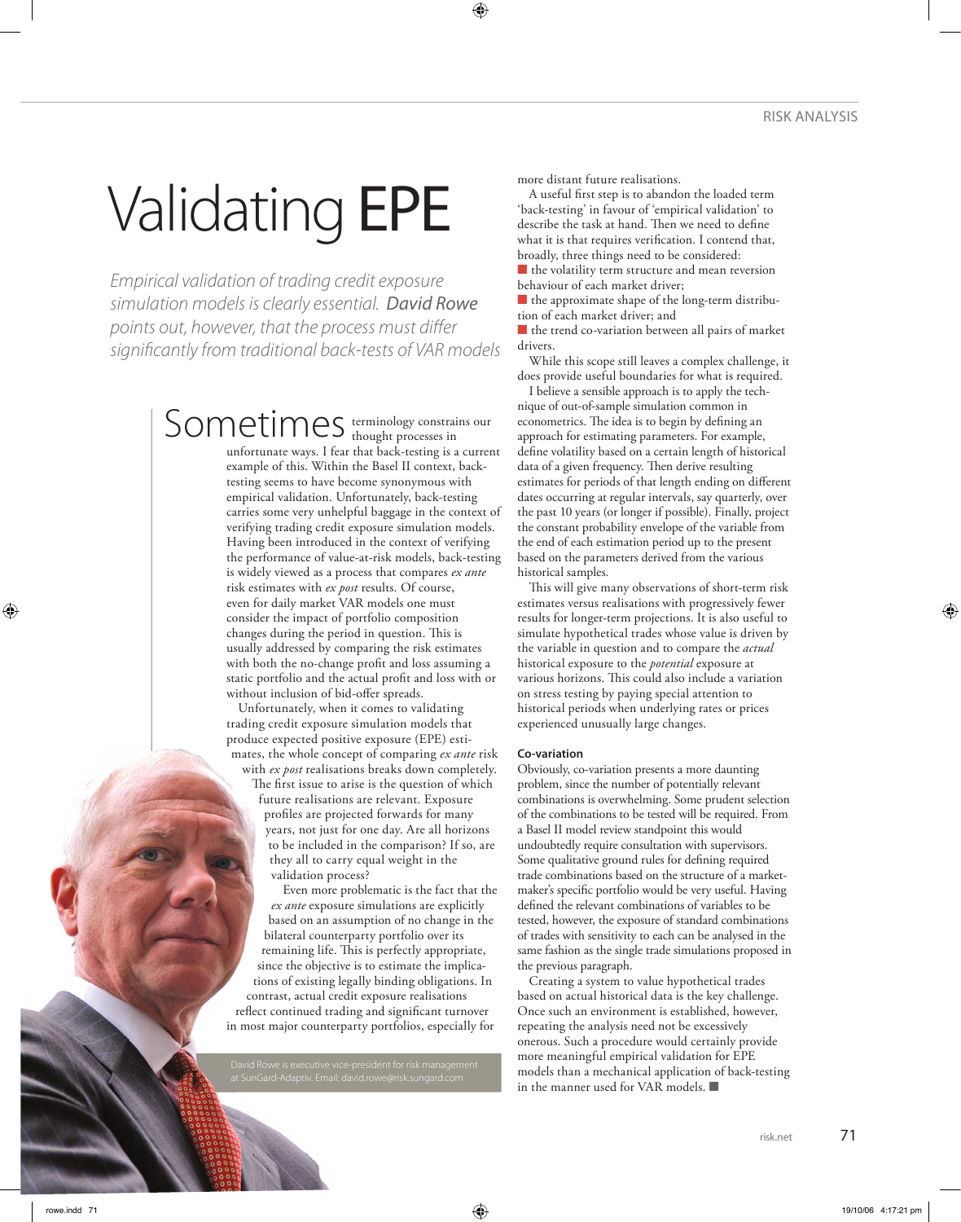# Validating EPE

*Empirical validation of trading credit exposure simulation models is clearly essential. **David Rowe** points out, however, that the process must differ significantly from traditional back-tests of VAR models*

Sometimes terminology constrains our thought processes in unfortunate ways. I fear that back-testing is a current example of this. Within the Basel II context, back-testing seems to have become synonymous with empirical validation. Unfortunately, back-testing carries some very unhelpful baggage in the context of verifying trading credit exposure simulation models. Having been introduced in the context of verifying the performance of value-at-risk models, back-testing is widely viewed as a process that compares *ex ante* risk estimates with *ex post* results. Of course, even for daily market VAR models one must consider the impact of portfolio composition changes during the period in question. This is usually addressed by comparing the risk estimates with both the no-change profit and loss assuming a static portfolio and the actual profit and loss with or without inclusion of bid-offer spreads.

Unfortunately, when it comes to validating trading credit exposure simulation models that produce expected positive exposure (EPE) estimates, the whole concept of comparing *ex ante* risk with *ex post* realisations breaks down completely. The first issue to arise is the question of which future realisations are relevant. Exposure profiles are projected forwards for many years, not just for one day. Are all horizons to be included in the comparison? If so, are they all to carry equal weight in the validation process?

Even more problematic is the fact that the *ex ante* exposure simulations are explicitly based on an assumption of no change in the bilateral counterparty portfolio over its remaining life. This is perfectly appropriate, since the objective is to estimate the implications of existing legally binding obligations. In contrast, actual credit exposure realisations reflect continued trading and significant turnover in most major counterparty portfolios, especially for more distant future realisations.

A useful first step is to abandon the loaded term 'back-testing' in favour of 'empirical validation' to describe the task at hand. Then we need to define what it is that requires verification. I contend that, broadly, three things need to be considered:

- the volatility term structure and mean reversion behaviour of each market driver;
- the approximate shape of the long-term distribution of each market driver; and
- the trend co-variation between all pairs of market drivers.

While this scope still leaves a complex challenge, it does provide useful boundaries for what is required.

I believe a sensible approach is to apply the technique of out-of-sample simulation common in econometrics. The idea is to begin by defining an approach for estimating parameters. For example, define volatility based on a certain length of historical data of a given frequency. Then derive resulting estimates for periods of that length ending on different dates occurring at regular intervals, say quarterly, over the past 10 years (or longer if possible). Finally, project the constant probability envelope of the variable from the end of each estimation period up to the present based on the parameters derived from the various historical samples.

This will give many observations of short-term risk estimates versus realisations with progressively fewer results for longer-term projections. It is also useful to simulate hypothetical trades whose value is driven by the variable in question and to compare the *actual* historical exposure to the *potential* exposure at various horizons. This could also include a variation on stress testing by paying special attention to historical periods when underlying rates or prices experienced unusually large changes.

### Co-variation

Obviously, co-variation presents a more daunting problem, since the number of potentially relevant combinations is overwhelming. Some prudent selection of the combinations to be tested will be required. From a Basel II model review standpoint this would undoubtedly require consultation with supervisors. Some qualitative ground rules for defining required trade combinations based on the structure of a market-maker's specific portfolio would be very useful. Having defined the relevant combinations of variables to be tested, however, the exposure of standard combinations of trades with sensitivity to each can be analysed in the same fashion as the single trade simulations proposed in the previous paragraph.

Creating a system to value hypothetical trades based on actual historical data is the key challenge. Once such an environment is established, however, repeating the analysis need not be excessively onerous. Such a procedure would certainly provide more meaningful empirical validation for EPE models than a mechanical application of back-testing in the manner used for VAR models. ■

David Rowe is executive vice-president for risk management at SunGard-Adaptiv. Email: david.rowe@risk.sungard.com